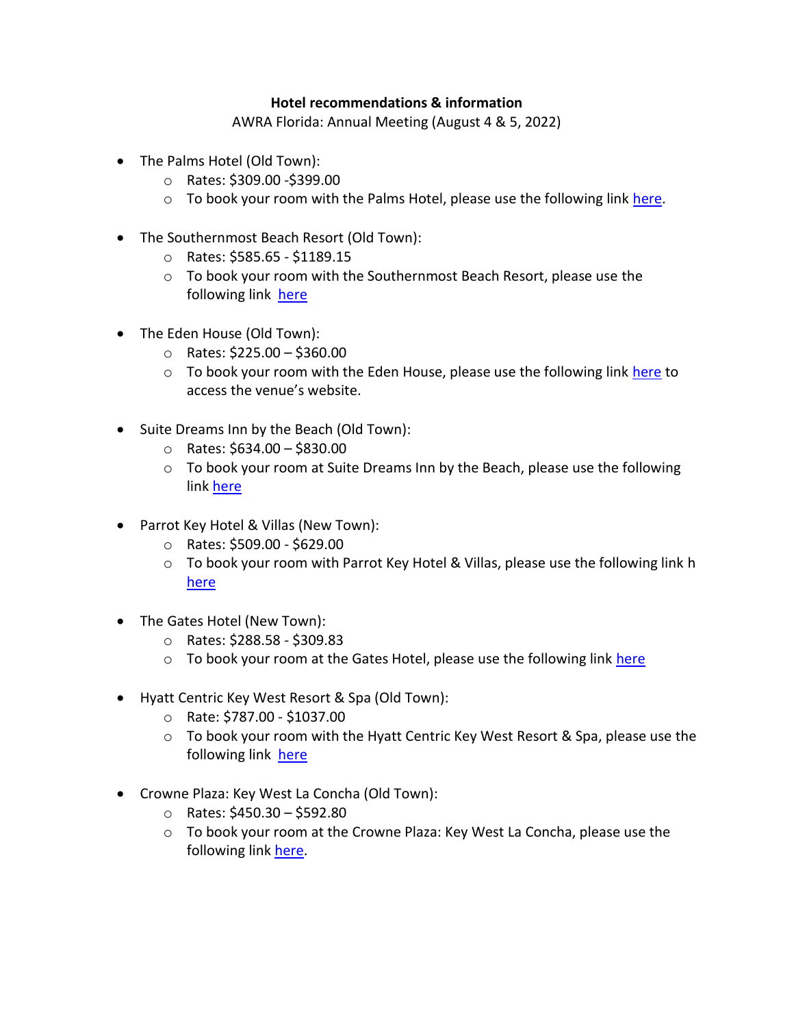**Hotel recommendations & information**

AWRA Florida: Annual Meeting (August 4 & 5, 2022)

- The Palms Hotel (Old Town):
  - Rates: $309.00 -$399.00
  - To book your room with the Palms Hotel, please use the following link here.
- The Southernmost Beach Resort (Old Town):
  - Rates: $585.65 - $1189.15
  - To book your room with the Southernmost Beach Resort, please use the following link here
- The Eden House (Old Town):
  - Rates: $225.00 – $360.00
  - To book your room with the Eden House, please use the following link here to access the venue's website.
- Suite Dreams Inn by the Beach (Old Town):
  - Rates: $634.00 – $830.00
  - To book your room at Suite Dreams Inn by the Beach, please use the following link here
- Parrot Key Hotel & Villas (New Town):
  - Rates: $509.00 - $629.00
  - To book your room with Parrot Key Hotel & Villas, please use the following link h here
- The Gates Hotel (New Town):
  - Rates: $288.58 - $309.83
  - To book your room at the Gates Hotel, please use the following link here
- Hyatt Centric Key West Resort & Spa (Old Town):
  - Rate: $787.00 - $1037.00
  - To book your room with the Hyatt Centric Key West Resort & Spa, please use the following link here
- Crowne Plaza: Key West La Concha (Old Town):
  - Rates: $450.30 – $592.80
  - To book your room at the Crowne Plaza: Key West La Concha, please use the following link here.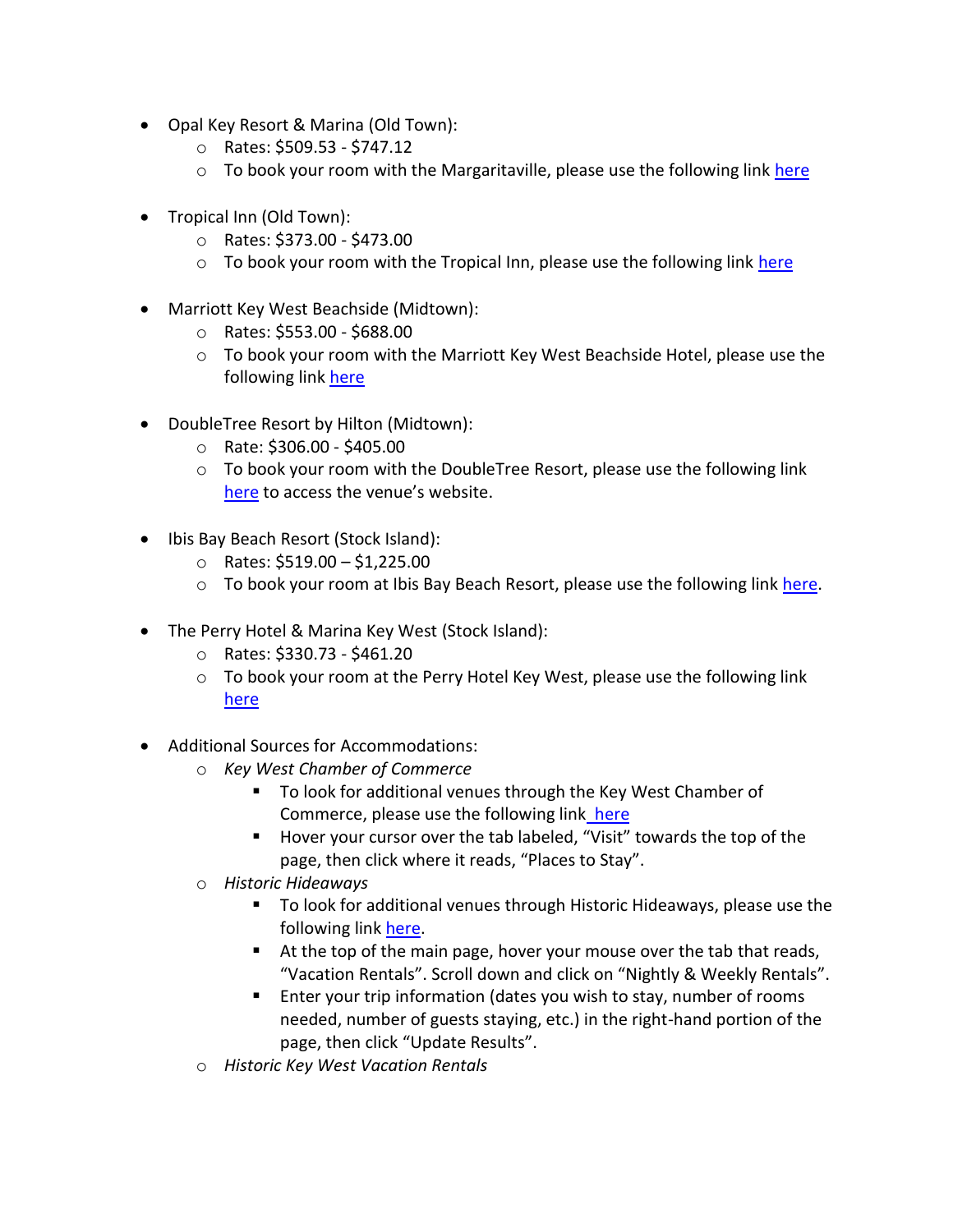- Opal Key Resort & Marina (Old Town):
  - Rates: $509.53 - $747.12
  - To book your room with the Margaritaville, please use the following link here

- Tropical Inn (Old Town):
  - Rates: $373.00 - $473.00
  - To book your room with the Tropical Inn, please use the following link here

- Marriott Key West Beachside (Midtown):
  - Rates: $553.00 - $688.00
  - To book your room with the Marriott Key West Beachside Hotel, please use the following link here

- DoubleTree Resort by Hilton (Midtown):
  - Rate: $306.00 - $405.00
  - To book your room with the DoubleTree Resort, please use the following link here to access the venue's website.

- Ibis Bay Beach Resort (Stock Island):
  - Rates: $519.00 – $1,225.00
  - To book your room at Ibis Bay Beach Resort, please use the following link here.

- The Perry Hotel & Marina Key West (Stock Island):
  - Rates: $330.73 - $461.20
  - To book your room at the Perry Hotel Key West, please use the following link here

- Additional Sources for Accommodations:
  - *Key West Chamber of Commerce*
    - To look for additional venues through the Key West Chamber of Commerce, please use the following link here
    - Hover your cursor over the tab labeled, "Visit" towards the top of the page, then click where it reads, "Places to Stay".
  - *Historic Hideaways*
    - To look for additional venues through Historic Hideaways, please use the following link here.
    - At the top of the main page, hover your mouse over the tab that reads, "Vacation Rentals". Scroll down and click on "Nightly & Weekly Rentals".
    - Enter your trip information (dates you wish to stay, number of rooms needed, number of guests staying, etc.) in the right-hand portion of the page, then click "Update Results".
  - *Historic Key West Vacation Rentals*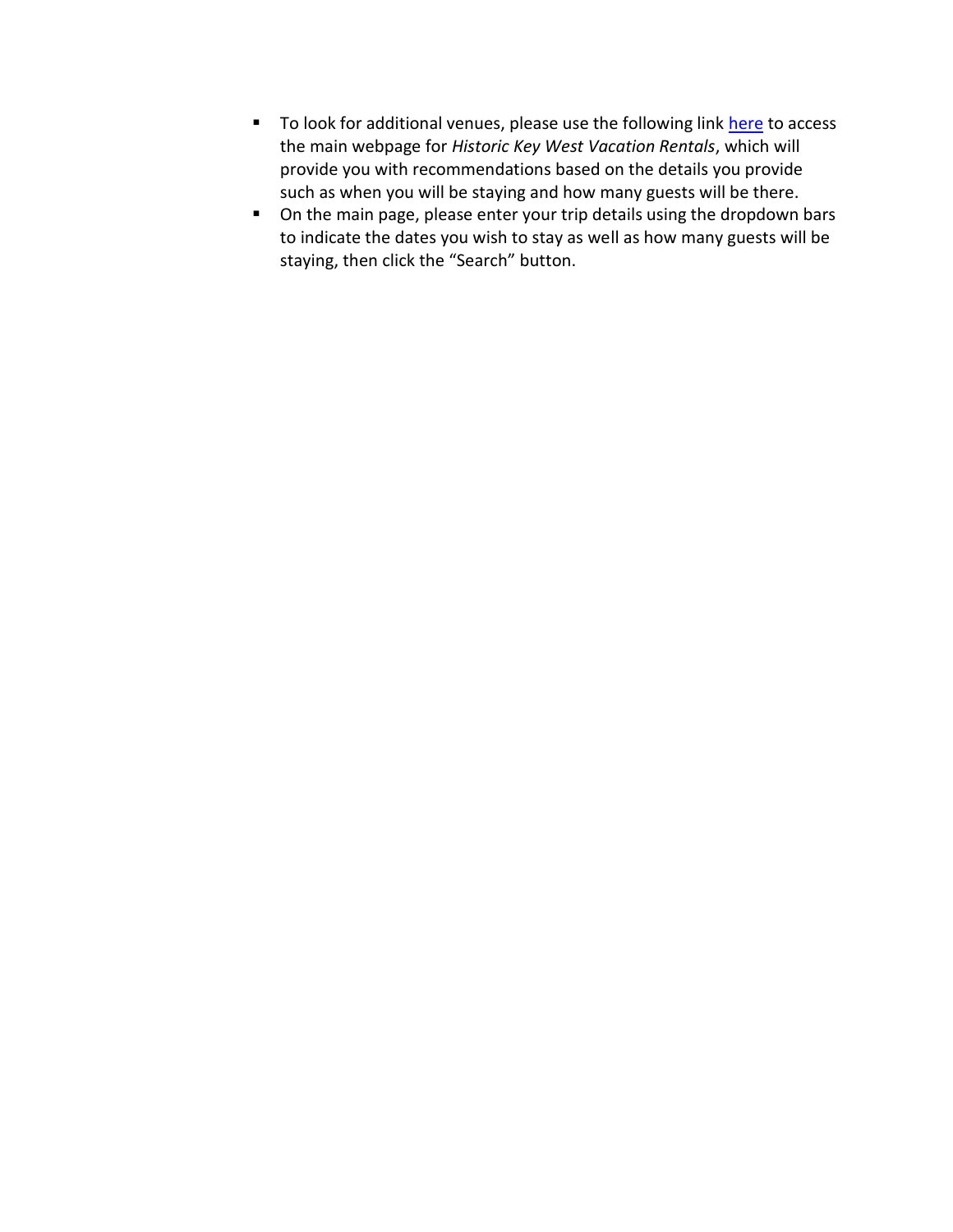- To look for additional venues, please use the following link here to access the main webpage for *Historic Key West Vacation Rentals*, which will provide you with recommendations based on the details you provide such as when you will be staying and how many guests will be there.
- On the main page, please enter your trip details using the dropdown bars to indicate the dates you wish to stay as well as how many guests will be staying, then click the “Search” button.